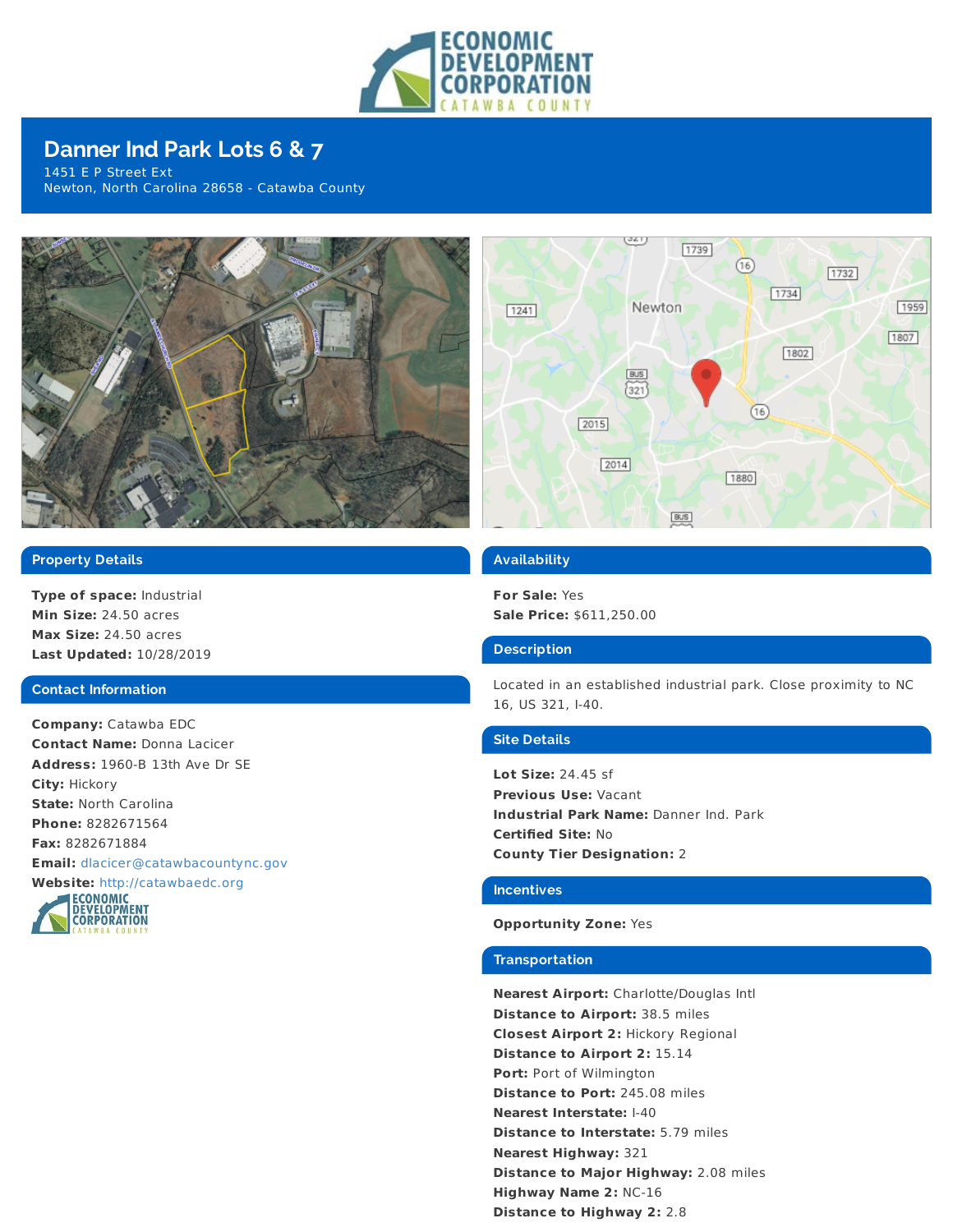# Danner Ind Park Lots 6 & 7

1451 E P Street Ext
Newton, North Carolina 28658 - Catawba County

## Property Details

**Type of space:** Industrial
**Min Size:** 24.50 acres
**Max Size:** 24.50 acres
**Last Updated:** 10/28/2019

## Contact Information

**Company:** Catawba EDC
**Contact Name:** Donna Lacicer
**Address:** 1960-B 13th Ave Dr SE
**City:** Hickory
**State:** North Carolina
**Phone:** 8282671564
**Fax:** 8282671884
**Email:** dlacicer@catawbacountync.gov
**Website:** http://catawbaedc.org

## Availability

**For Sale:** Yes
**Sale Price:** $611,250.00

## Description

Located in an established industrial park. Close proximity to NC 16, US 321, I-40.

## Site Details

**Lot Size:** 24.45 sf
**Previous Use:** Vacant
**Industrial Park Name:** Danner Ind. Park
**Certified Site:** No
**County Tier Designation:** 2

## Incentives

**Opportunity Zone:** Yes

## Transportation

**Nearest Airport:** Charlotte/Douglas Intl
**Distance to Airport:** 38.5 miles
**Closest Airport 2:** Hickory Regional
**Distance to Airport 2:** 15.14
**Port:** Port of Wilmington
**Distance to Port:** 245.08 miles
**Nearest Interstate:** I-40
**Distance to Interstate:** 5.79 miles
**Nearest Highway:** 321
**Distance to Major Highway:** 2.08 miles
**Highway Name 2:** NC-16
**Distance to Highway 2:** 2.8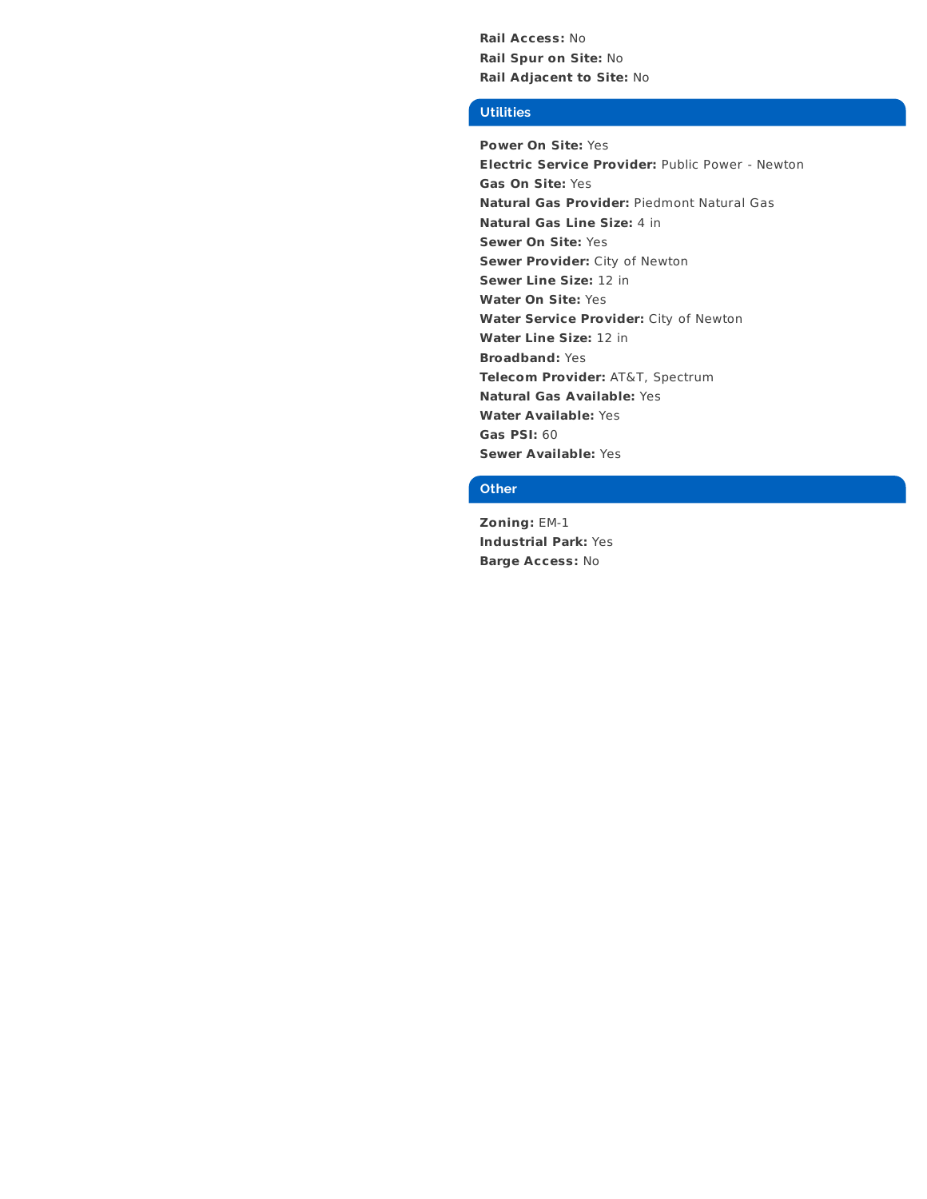**Rail Access:** No
**Rail Spur on Site:** No
**Rail Adjacent to Site:** No

## Utilities

**Power On Site:** Yes
**Electric Service Provider:** Public Power - Newton
**Gas On Site:** Yes
**Natural Gas Provider:** Piedmont Natural Gas
**Natural Gas Line Size:** 4 in
**Sewer On Site:** Yes
**Sewer Provider:** City of Newton
**Sewer Line Size:** 12 in
**Water On Site:** Yes
**Water Service Provider:** City of Newton
**Water Line Size:** 12 in
**Broadband:** Yes
**Telecom Provider:** AT&T, Spectrum
**Natural Gas Available:** Yes
**Water Available:** Yes
**Gas PSI:** 60
**Sewer Available:** Yes

## Other

**Zoning:** EM-1
**Industrial Park:** Yes
**Barge Access:** No